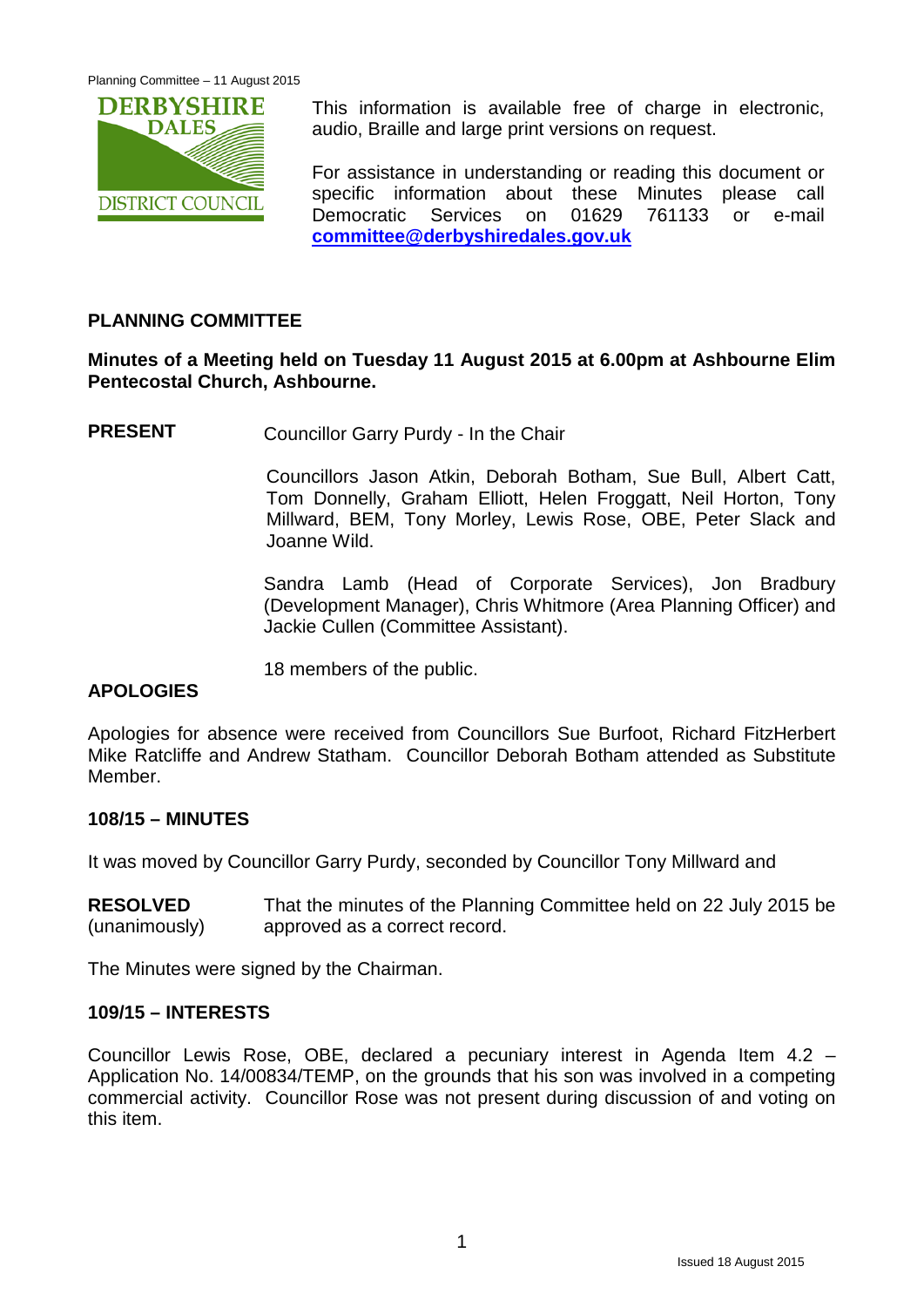This information is available free of charge in electronic, audio, Braille and large print versions on request.

For assistance in understanding or reading this document or specific information about these Minutes please call Democratic Services on 01629 761133 or e-mail **committee@derbyshiredales.gov.uk**

## PLANNING COMMITTEE

**Minutes of a Meeting held on Tuesday 11 August 2015 at 6.00pm at Ashbourne Elim Pentecostal Church, Ashbourne.**

**PRESENT** Councillor Garry Purdy - In the Chair

Councillors Jason Atkin, Deborah Botham, Sue Bull, Albert Catt, Tom Donnelly, Graham Elliott, Helen Froggatt, Neil Horton, Tony Millward, BEM, Tony Morley, Lewis Rose, OBE, Peter Slack and Joanne Wild.

Sandra Lamb (Head of Corporate Services), Jon Bradbury (Development Manager), Chris Whitmore (Area Planning Officer) and Jackie Cullen (Committee Assistant).

18 members of the public.

### APOLOGIES

Apologies for absence were received from Councillors Sue Burfoot, Richard FitzHerbert Mike Ratcliffe and Andrew Statham. Councillor Deborah Botham attended as Substitute Member.

### 108/15 – MINUTES

It was moved by Councillor Garry Purdy, seconded by Councillor Tony Millward and

**RESOLVED** (unanimously) That the minutes of the Planning Committee held on 22 July 2015 be approved as a correct record.

The Minutes were signed by the Chairman.

### 109/15 – INTERESTS

Councillor Lewis Rose, OBE, declared a pecuniary interest in Agenda Item 4.2 – Application No. 14/00834/TEMP, on the grounds that his son was involved in a competing commercial activity. Councillor Rose was not present during discussion of and voting on this item.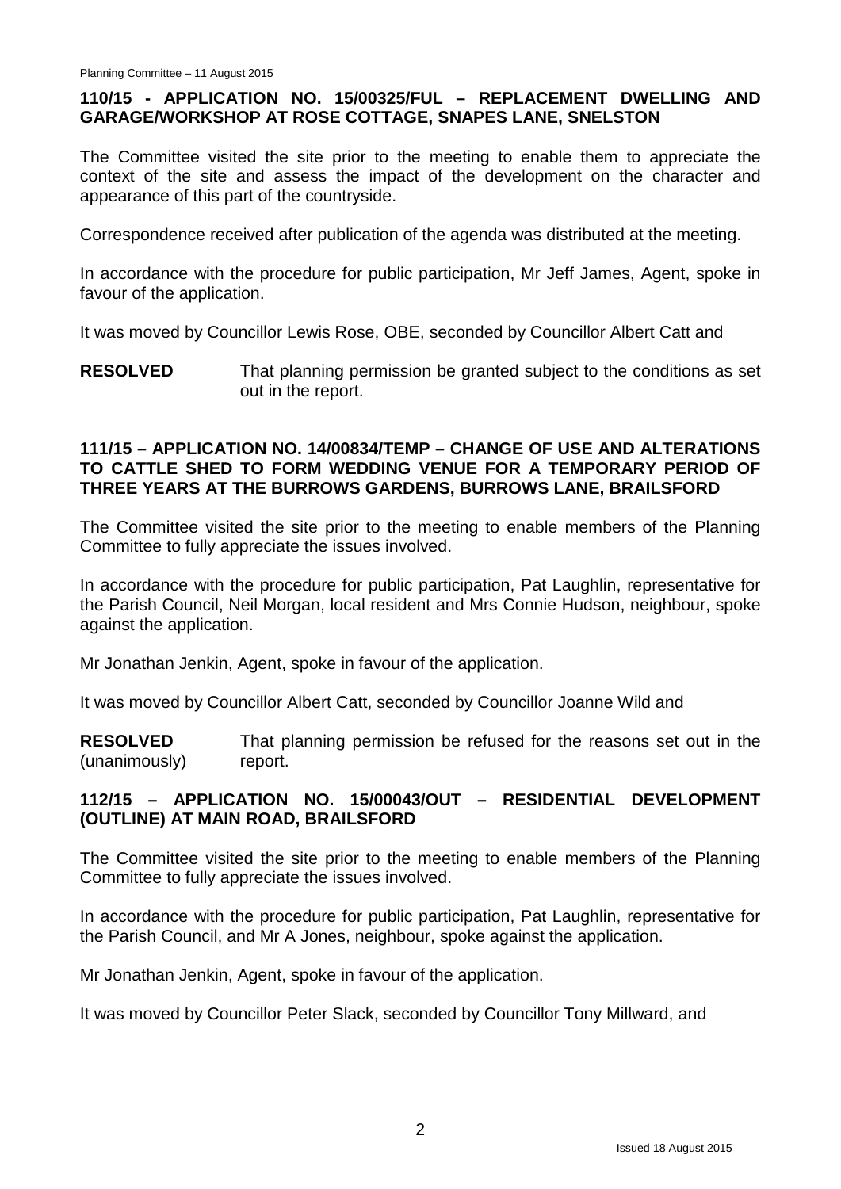## 110/15 - APPLICATION NO. 15/00325/FUL – REPLACEMENT DWELLING AND GARAGE/WORKSHOP AT ROSE COTTAGE, SNAPES LANE, SNELSTON

The Committee visited the site prior to the meeting to enable them to appreciate the context of the site and assess the impact of the development on the character and appearance of this part of the countryside.

Correspondence received after publication of the agenda was distributed at the meeting.

In accordance with the procedure for public participation, Mr Jeff James, Agent, spoke in favour of the application.

It was moved by Councillor Lewis Rose, OBE, seconded by Councillor Albert Catt and

**RESOLVED** That planning permission be granted subject to the conditions as set out in the report.

## 111/15 – APPLICATION NO. 14/00834/TEMP – CHANGE OF USE AND ALTERATIONS TO CATTLE SHED TO FORM WEDDING VENUE FOR A TEMPORARY PERIOD OF THREE YEARS AT THE BURROWS GARDENS, BURROWS LANE, BRAILSFORD

The Committee visited the site prior to the meeting to enable members of the Planning Committee to fully appreciate the issues involved.

In accordance with the procedure for public participation, Pat Laughlin, representative for the Parish Council, Neil Morgan, local resident and Mrs Connie Hudson, neighbour, spoke against the application.

Mr Jonathan Jenkin, Agent, spoke in favour of the application.

It was moved by Councillor Albert Catt, seconded by Councillor Joanne Wild and

**RESOLVED** (unanimously) That planning permission be refused for the reasons set out in the report.

## 112/15 – APPLICATION NO. 15/00043/OUT – RESIDENTIAL DEVELOPMENT (OUTLINE) AT MAIN ROAD, BRAILSFORD

The Committee visited the site prior to the meeting to enable members of the Planning Committee to fully appreciate the issues involved.

In accordance with the procedure for public participation, Pat Laughlin, representative for the Parish Council, and Mr A Jones, neighbour, spoke against the application.

Mr Jonathan Jenkin, Agent, spoke in favour of the application.

It was moved by Councillor Peter Slack, seconded by Councillor Tony Millward, and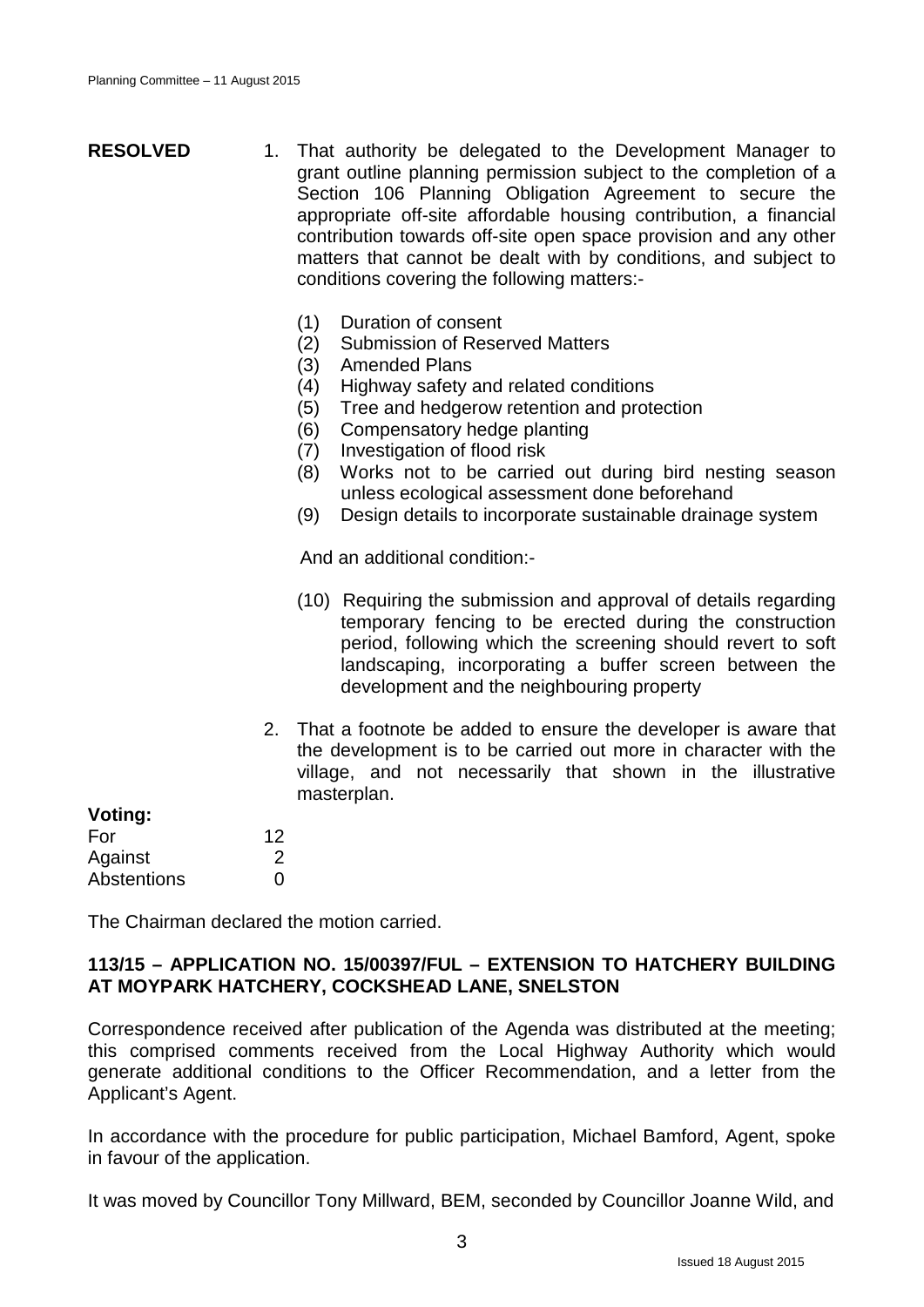**RESOLVED**

1. That authority be delegated to the Development Manager to grant outline planning permission subject to the completion of a Section 106 Planning Obligation Agreement to secure the appropriate off-site affordable housing contribution, a financial contribution towards off-site open space provision and any other matters that cannot be dealt with by conditions, and subject to conditions covering the following matters:-

   (1) Duration of consent
   (2) Submission of Reserved Matters
   (3) Amended Plans
   (4) Highway safety and related conditions
   (5) Tree and hedgerow retention and protection
   (6) Compensatory hedge planting
   (7) Investigation of flood risk
   (8) Works not to be carried out during bird nesting season unless ecological assessment done beforehand
   (9) Design details to incorporate sustainable drainage system

   And an additional condition:-

   (10) Requiring the submission and approval of details regarding temporary fencing to be erected during the construction period, following which the screening should revert to soft landscaping, incorporating a buffer screen between the development and the neighbouring property

2. That a footnote be added to ensure the developer is aware that the development is to be carried out more in character with the village, and not necessarily that shown in the illustrative masterplan.

**Voting:**

| | |
|---|---|
| For | 12 |
| Against | 2 |
| Abstentions | 0 |

The Chairman declared the motion carried.

**113/15 – APPLICATION NO. 15/00397/FUL – EXTENSION TO HATCHERY BUILDING AT MOYPARK HATCHERY, COCKSHEAD LANE, SNELSTON**

Correspondence received after publication of the Agenda was distributed at the meeting; this comprised comments received from the Local Highway Authority which would generate additional conditions to the Officer Recommendation, and a letter from the Applicant's Agent.

In accordance with the procedure for public participation, Michael Bamford, Agent, spoke in favour of the application.

It was moved by Councillor Tony Millward, BEM, seconded by Councillor Joanne Wild, and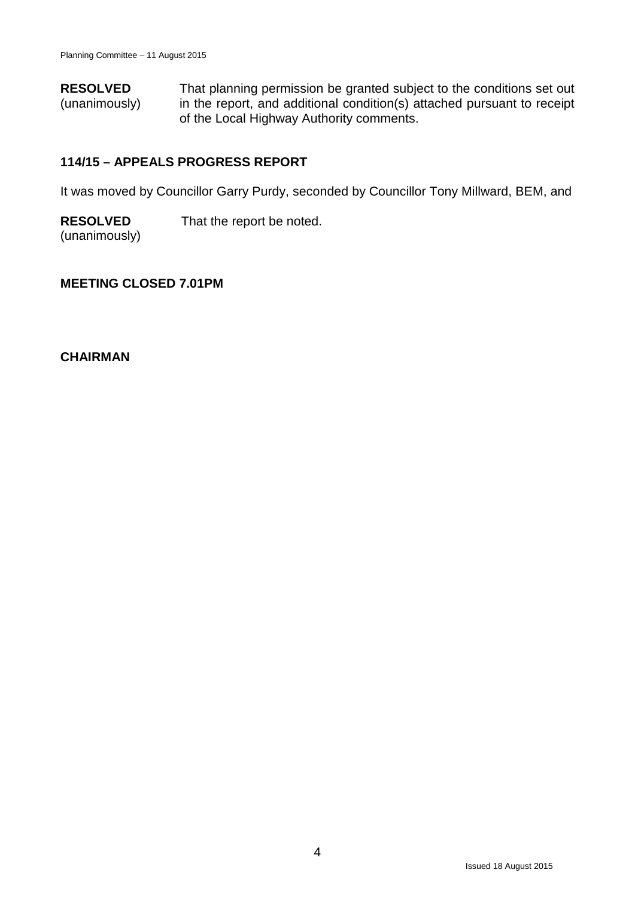**RESOLVED** (unanimously) That planning permission be granted subject to the conditions set out in the report, and additional condition(s) attached pursuant to receipt of the Local Highway Authority comments.

## 114/15 – APPEALS PROGRESS REPORT

It was moved by Councillor Garry Purdy, seconded by Councillor Tony Millward, BEM, and

**RESOLVED** (unanimously) That the report be noted.

**MEETING CLOSED 7.01PM**

**CHAIRMAN**

Issued 18 August 2015